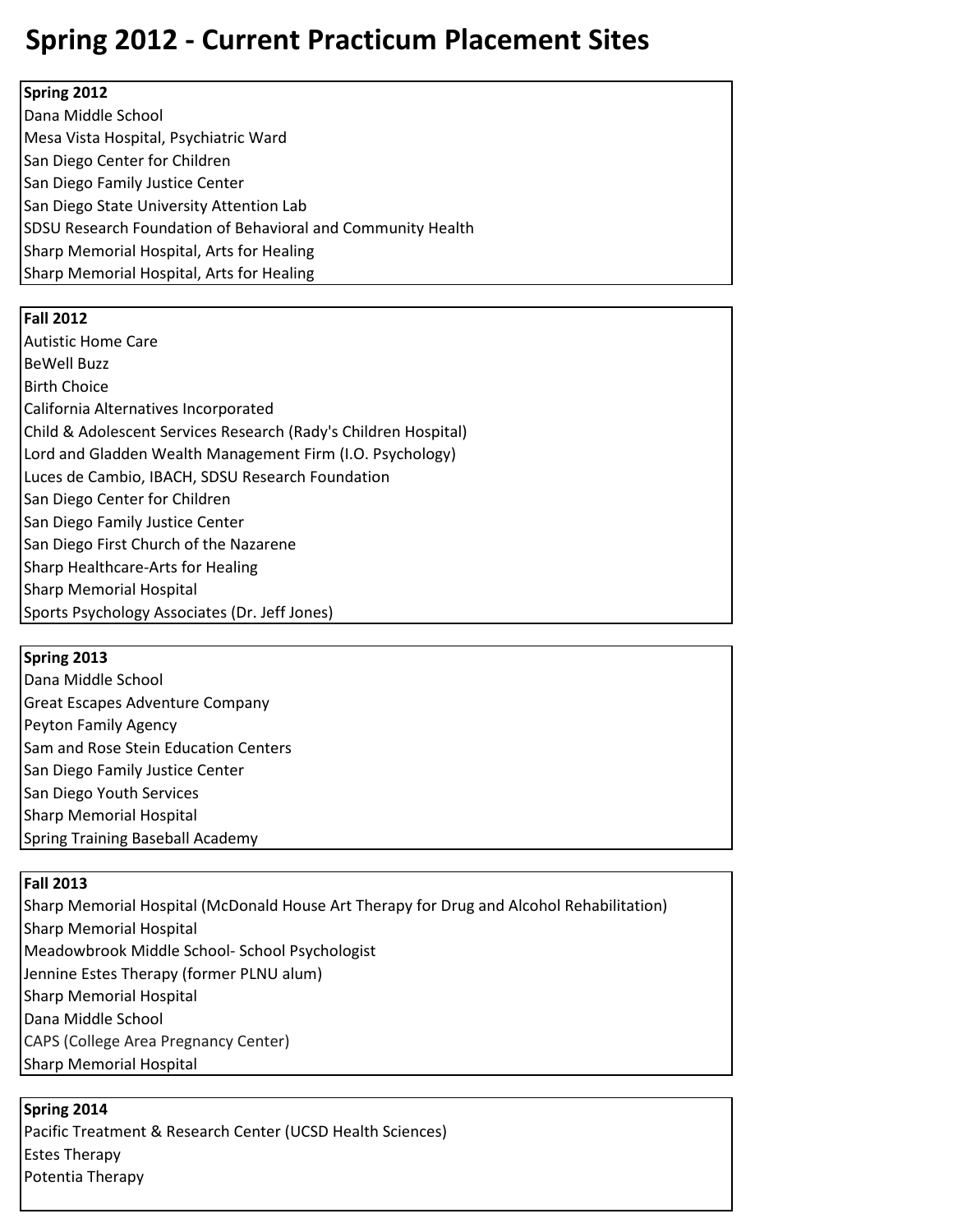# Spring 2012 - Current Practicum Placement Sites

| **Spring 2012** |
|---|
| Dana Middle School |
| Mesa Vista Hospital, Psychiatric Ward |
| San Diego Center for Children |
| San Diego Family Justice Center |
| San Diego State University Attention Lab |
| SDSU Research Foundation of Behavioral and Community Health |
| Sharp Memorial Hospital, Arts for Healing |
| Sharp Memorial Hospital, Arts for Healing |

| **Fall 2012** |
|---|
| Autistic Home Care |
| BeWell Buzz |
| Birth Choice |
| California Alternatives Incorporated |
| Child & Adolescent Services Research (Rady's Children Hospital) |
| Lord and Gladden Wealth Management Firm (I.O. Psychology) |
| Luces de Cambio, IBACH, SDSU Research Foundation |
| San Diego Center for Children |
| San Diego Family Justice Center |
| San Diego First Church of the Nazarene |
| Sharp Healthcare-Arts for Healing |
| Sharp Memorial Hospital |
| Sports Psychology Associates (Dr. Jeff Jones) |

| **Spring 2013** |
|---|
| Dana Middle School |
| Great Escapes Adventure Company |
| Peyton Family Agency |
| Sam and Rose Stein Education Centers |
| San Diego Family Justice Center |
| San Diego Youth Services |
| Sharp Memorial Hospital |
| Spring Training Baseball Academy |

| **Fall 2013** |
|---|
| Sharp Memorial Hospital (McDonald House Art Therapy for Drug and Alcohol Rehabilitation) |
| Sharp Memorial Hospital |
| Meadowbrook Middle School- School Psychologist |
| Jennine Estes Therapy (former PLNU alum) |
| Sharp Memorial Hospital |
| Dana Middle School |
| CAPS (College Area Pregnancy Center) |
| Sharp Memorial Hospital |

| **Spring 2014** |
|---|
| Pacific Treatment & Research Center (UCSD Health Sciences) |
| Estes Therapy |
| Potentia Therapy |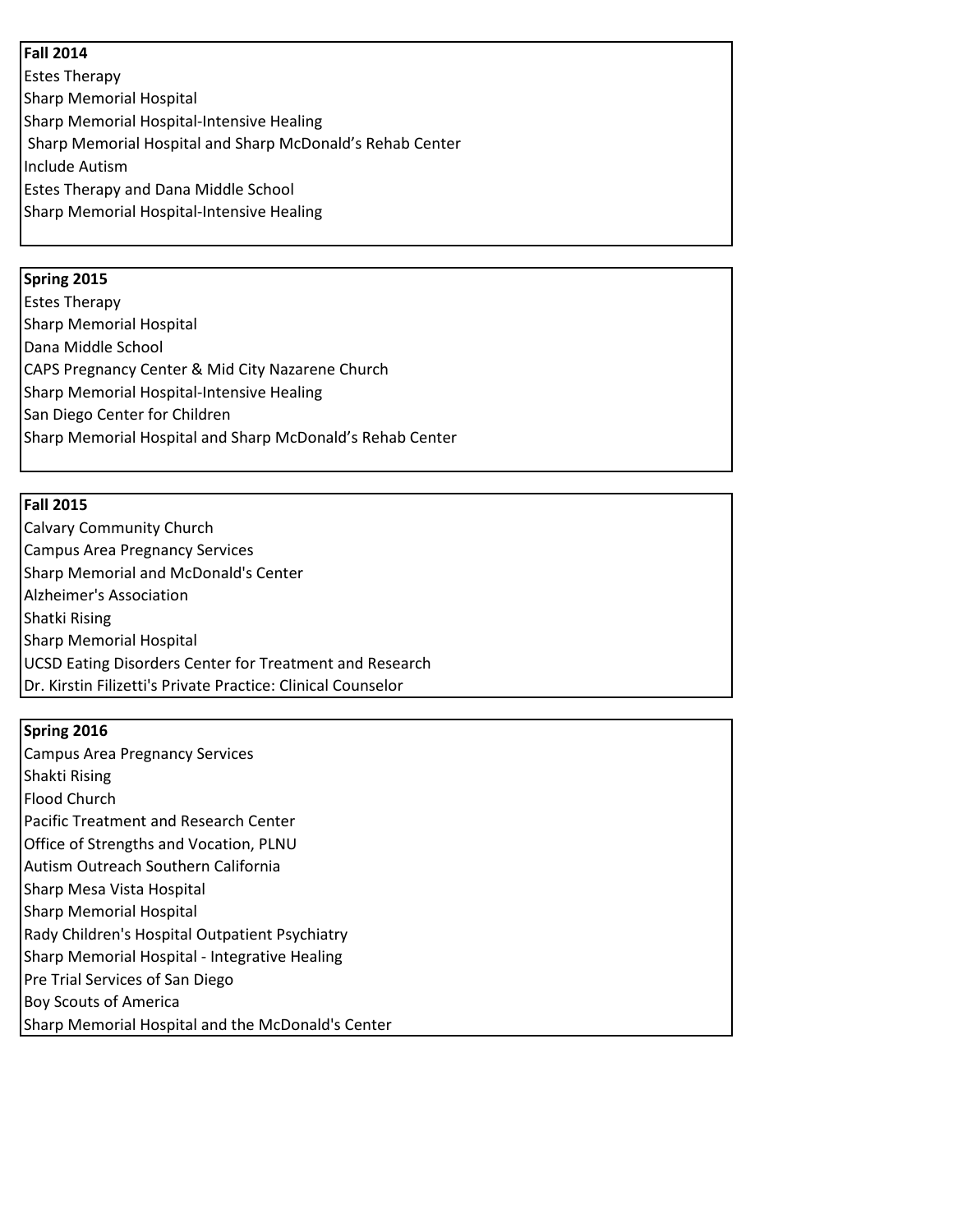**Fall 2014**

Estes Therapy
Sharp Memorial Hospital
Sharp Memorial Hospital-Intensive Healing
Sharp Memorial Hospital and Sharp McDonald's Rehab Center
Include Autism
Estes Therapy and Dana Middle School
Sharp Memorial Hospital-Intensive Healing

**Spring 2015**

Estes Therapy
Sharp Memorial Hospital
Dana Middle School
CAPS Pregnancy Center & Mid City Nazarene Church
Sharp Memorial Hospital-Intensive Healing
San Diego Center for Children
Sharp Memorial Hospital and Sharp McDonald's Rehab Center

**Fall 2015**

Calvary Community Church
Campus Area Pregnancy Services
Sharp Memorial and McDonald's Center
Alzheimer's Association
Shatki Rising
Sharp Memorial Hospital
UCSD Eating Disorders Center for Treatment and Research
Dr. Kirstin Filizetti's Private Practice: Clinical Counselor

**Spring 2016**

Campus Area Pregnancy Services
Shakti Rising
Flood Church
Pacific Treatment and Research Center
Office of Strengths and Vocation, PLNU
Autism Outreach Southern California
Sharp Mesa Vista Hospital
Sharp Memorial Hospital
Rady Children's Hospital Outpatient Psychiatry
Sharp Memorial Hospital - Integrative Healing
Pre Trial Services of San Diego
Boy Scouts of America
Sharp Memorial Hospital and the McDonald's Center